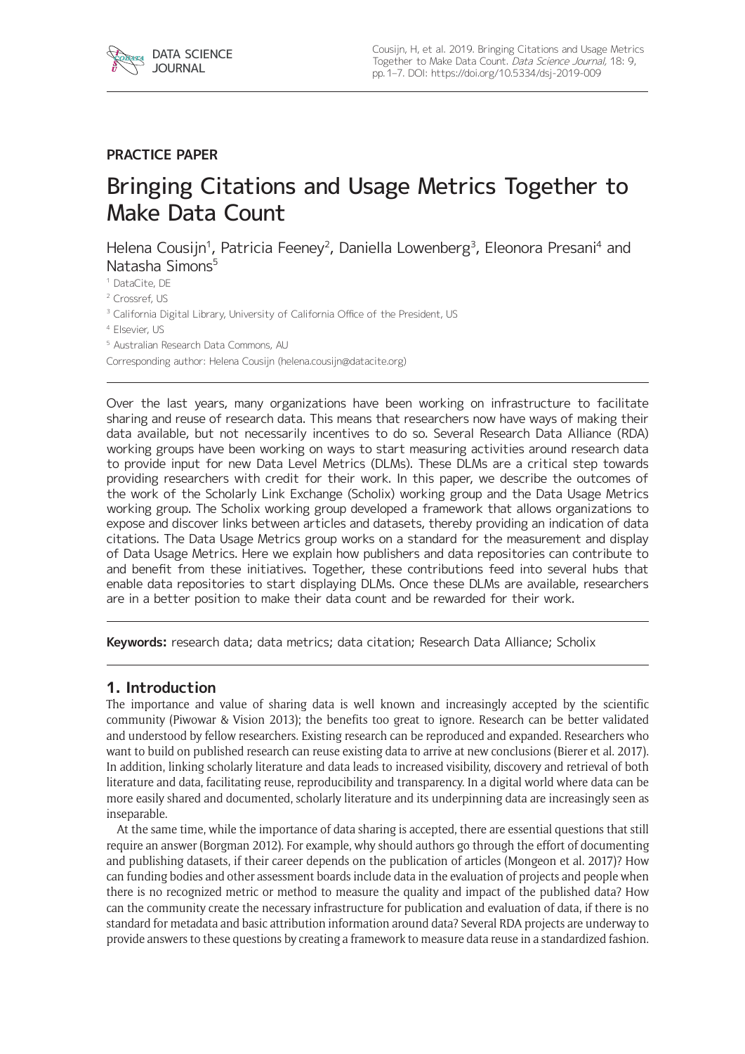PRACTICE PAPER

# Bringing Citations and Usage Metrics Together to Make Data Count

Helena Cousijn[1], Patricia Feeney[2], Daniella Lowenberg[3], Eleonora Presani[4] and Natasha Simons[5]

[1] DataCite, DE

[2] Crossref, US

[3] California Digital Library, University of California Office of the President, US

[4] Elsevier, US

[5] Australian Research Data Commons, AU

Corresponding author: Helena Cousijn (helena.cousijn@datacite.org)

Over the last years, many organizations have been working on infrastructure to facilitate sharing and reuse of research data. This means that researchers now have ways of making their data available, but not necessarily incentives to do so. Several Research Data Alliance (RDA) working groups have been working on ways to start measuring activities around research data to provide input for new Data Level Metrics (DLMs). These DLMs are a critical step towards providing researchers with credit for their work. In this paper, we describe the outcomes of the work of the Scholarly Link Exchange (Scholix) working group and the Data Usage Metrics working group. The Scholix working group developed a framework that allows organizations to expose and discover links between articles and datasets, thereby providing an indication of data citations. The Data Usage Metrics group works on a standard for the measurement and display of Data Usage Metrics. Here we explain how publishers and data repositories can contribute to and benefit from these initiatives. Together, these contributions feed into several hubs that enable data repositories to start displaying DLMs. Once these DLMs are available, researchers are in a better position to make their data count and be rewarded for their work.

**Keywords:** research data; data metrics; data citation; Research Data Alliance; Scholix

## 1. Introduction

The importance and value of sharing data is well known and increasingly accepted by the scientific community (Piwowar & Vision 2013); the benefits too great to ignore. Research can be better validated and understood by fellow researchers. Existing research can be reproduced and expanded. Researchers who want to build on published research can reuse existing data to arrive at new conclusions (Bierer et al. 2017). In addition, linking scholarly literature and data leads to increased visibility, discovery and retrieval of both literature and data, facilitating reuse, reproducibility and transparency. In a digital world where data can be more easily shared and documented, scholarly literature and its underpinning data are increasingly seen as inseparable.

At the same time, while the importance of data sharing is accepted, there are essential questions that still require an answer (Borgman 2012). For example, why should authors go through the effort of documenting and publishing datasets, if their career depends on the publication of articles (Mongeon et al. 2017)? How can funding bodies and other assessment boards include data in the evaluation of projects and people when there is no recognized metric or method to measure the quality and impact of the published data? How can the community create the necessary infrastructure for publication and evaluation of data, if there is no standard for metadata and basic attribution information around data? Several RDA projects are underway to provide answers to these questions by creating a framework to measure data reuse in a standardized fashion.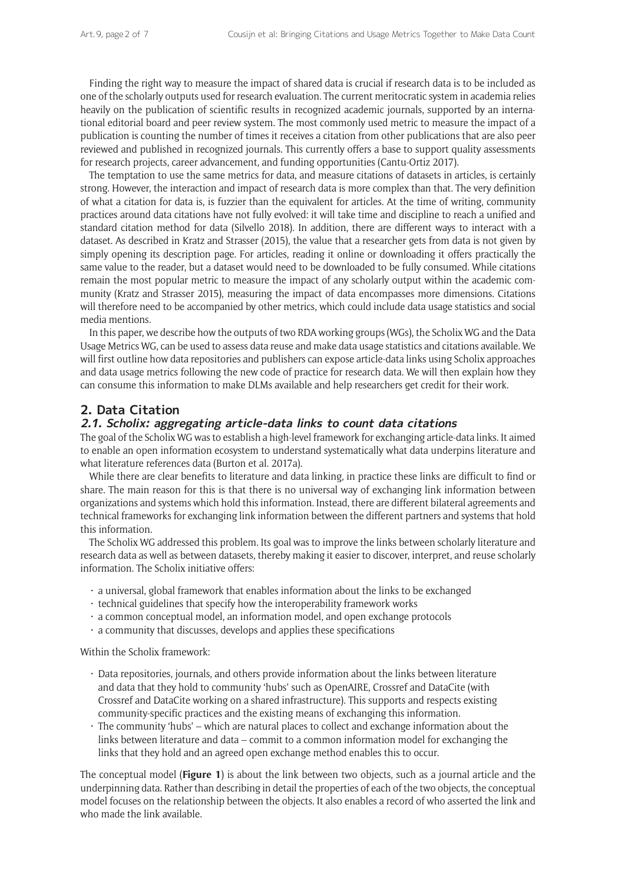Finding the right way to measure the impact of shared data is crucial if research data is to be included as one of the scholarly outputs used for research evaluation. The current meritocratic system in academia relies heavily on the publication of scientific results in recognized academic journals, supported by an international editorial board and peer review system. The most commonly used metric to measure the impact of a publication is counting the number of times it receives a citation from other publications that are also peer reviewed and published in recognized journals. This currently offers a base to support quality assessments for research projects, career advancement, and funding opportunities (Cantu-Ortiz 2017).

The temptation to use the same metrics for data, and measure citations of datasets in articles, is certainly strong. However, the interaction and impact of research data is more complex than that. The very definition of what a citation for data is, is fuzzier than the equivalent for articles. At the time of writing, community practices around data citations have not fully evolved: it will take time and discipline to reach a unified and standard citation method for data (Silvello 2018). In addition, there are different ways to interact with a dataset. As described in Kratz and Strasser (2015), the value that a researcher gets from data is not given by simply opening its description page. For articles, reading it online or downloading it offers practically the same value to the reader, but a dataset would need to be downloaded to be fully consumed. While citations remain the most popular metric to measure the impact of any scholarly output within the academic community (Kratz and Strasser 2015), measuring the impact of data encompasses more dimensions. Citations will therefore need to be accompanied by other metrics, which could include data usage statistics and social media mentions.

In this paper, we describe how the outputs of two RDA working groups (WGs), the Scholix WG and the Data Usage Metrics WG, can be used to assess data reuse and make data usage statistics and citations available. We will first outline how data repositories and publishers can expose article-data links using Scholix approaches and data usage metrics following the new code of practice for research data. We will then explain how they can consume this information to make DLMs available and help researchers get credit for their work.

## 2. Data Citation

### 2.1. Scholix: aggregating article-data links to count data citations

The goal of the Scholix WG was to establish a high-level framework for exchanging article-data links. It aimed to enable an open information ecosystem to understand systematically what data underpins literature and what literature references data (Burton et al. 2017a).

While there are clear benefits to literature and data linking, in practice these links are difficult to find or share. The main reason for this is that there is no universal way of exchanging link information between organizations and systems which hold this information. Instead, there are different bilateral agreements and technical frameworks for exchanging link information between the different partners and systems that hold this information.

The Scholix WG addressed this problem. Its goal was to improve the links between scholarly literature and research data as well as between datasets, thereby making it easier to discover, interpret, and reuse scholarly information. The Scholix initiative offers:

- a universal, global framework that enables information about the links to be exchanged
- technical guidelines that specify how the interoperability framework works
- a common conceptual model, an information model, and open exchange protocols
- a community that discusses, develops and applies these specifications

Within the Scholix framework:

- Data repositories, journals, and others provide information about the links between literature and data that they hold to community 'hubs' such as OpenAIRE, Crossref and DataCite (with Crossref and DataCite working on a shared infrastructure). This supports and respects existing community-specific practices and the existing means of exchanging this information.
- The community 'hubs' – which are natural places to collect and exchange information about the links between literature and data – commit to a common information model for exchanging the links that they hold and an agreed open exchange method enables this to occur.

The conceptual model (**Figure 1**) is about the link between two objects, such as a journal article and the underpinning data. Rather than describing in detail the properties of each of the two objects, the conceptual model focuses on the relationship between the objects. It also enables a record of who asserted the link and who made the link available.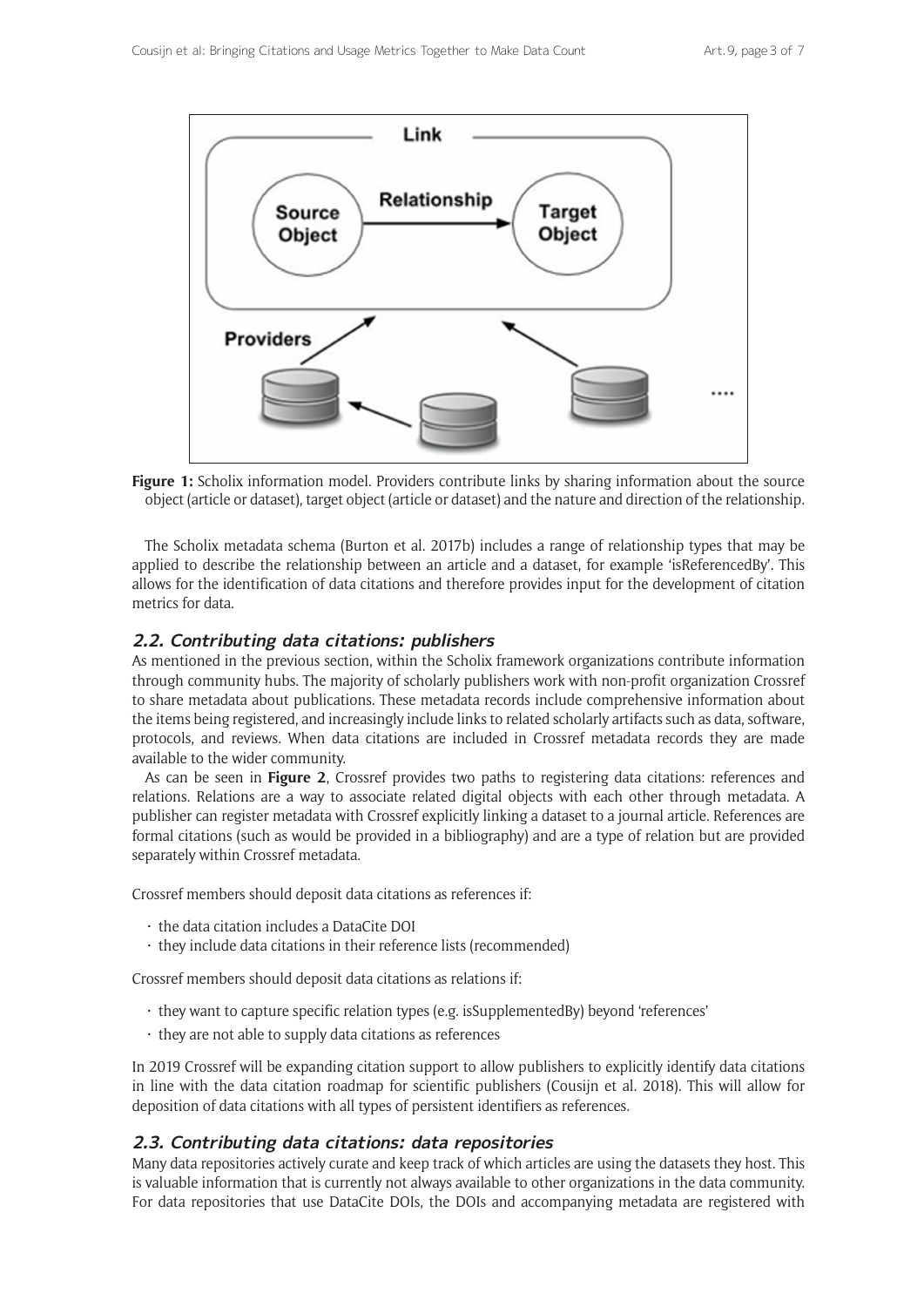**Figure 1:** Scholix information model. Providers contribute links by sharing information about the source object (article or dataset), target object (article or dataset) and the nature and direction of the relationship.

The Scholix metadata schema (Burton et al. 2017b) includes a range of relationship types that may be applied to describe the relationship between an article and a dataset, for example 'isReferencedBy'. This allows for the identification of data citations and therefore provides input for the development of citation metrics for data.

## 2.2. Contributing data citations: publishers

As mentioned in the previous section, within the Scholix framework organizations contribute information through community hubs. The majority of scholarly publishers work with non-profit organization Crossref to share metadata about publications. These metadata records include comprehensive information about the items being registered, and increasingly include links to related scholarly artifacts such as data, software, protocols, and reviews. When data citations are included in Crossref metadata records they are made available to the wider community.

As can be seen in **Figure 2**, Crossref provides two paths to registering data citations: references and relations. Relations are a way to associate related digital objects with each other through metadata. A publisher can register metadata with Crossref explicitly linking a dataset to a journal article. References are formal citations (such as would be provided in a bibliography) and are a type of relation but are provided separately within Crossref metadata.

Crossref members should deposit data citations as references if:

- the data citation includes a DataCite DOI
- they include data citations in their reference lists (recommended)

Crossref members should deposit data citations as relations if:

- they want to capture specific relation types (e.g. isSupplementedBy) beyond 'references'
- they are not able to supply data citations as references

In 2019 Crossref will be expanding citation support to allow publishers to explicitly identify data citations in line with the data citation roadmap for scientific publishers (Cousijn et al. 2018). This will allow for deposition of data citations with all types of persistent identifiers as references.

## 2.3. Contributing data citations: data repositories

Many data repositories actively curate and keep track of which articles are using the datasets they host. This is valuable information that is currently not always available to other organizations in the data community. For data repositories that use DataCite DOIs, the DOIs and accompanying metadata are registered with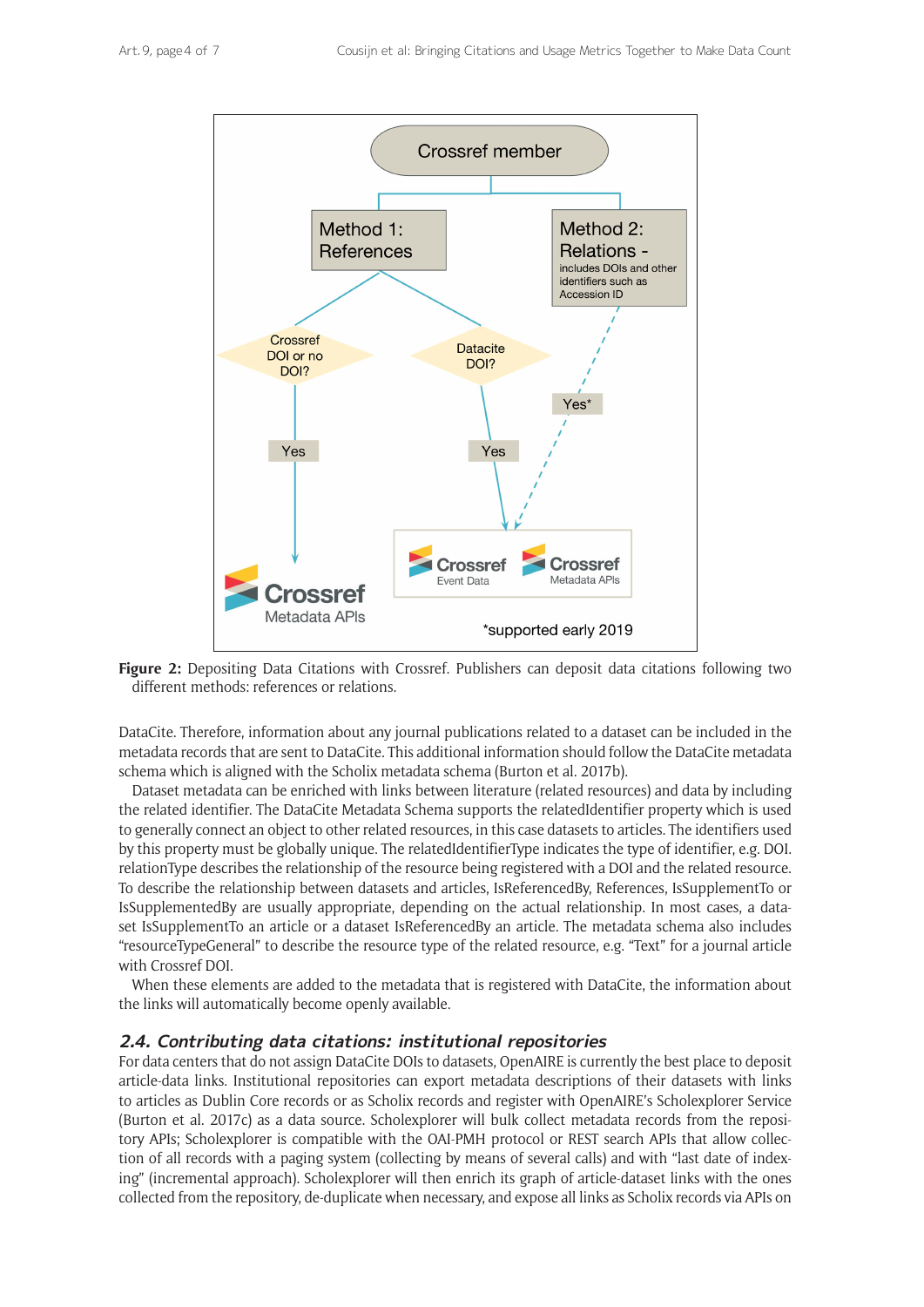**Figure 2:** Depositing Data Citations with Crossref. Publishers can deposit data citations following two different methods: references or relations.

DataCite. Therefore, information about any journal publications related to a dataset can be included in the metadata records that are sent to DataCite. This additional information should follow the DataCite metadata schema which is aligned with the Scholix metadata schema (Burton et al. 2017b).

Dataset metadata can be enriched with links between literature (related resources) and data by including the related identifier. The DataCite Metadata Schema supports the relatedIdentifier property which is used to generally connect an object to other related resources, in this case datasets to articles. The identifiers used by this property must be globally unique. The relatedIdentifierType indicates the type of identifier, e.g. DOI. relationType describes the relationship of the resource being registered with a DOI and the related resource. To describe the relationship between datasets and articles, IsReferencedBy, References, IsSupplementTo or IsSupplementedBy are usually appropriate, depending on the actual relationship. In most cases, a dataset IsSupplementTo an article or a dataset IsReferencedBy an article. The metadata schema also includes "resourceTypeGeneral" to describe the resource type of the related resource, e.g. "Text" for a journal article with Crossref DOI.

When these elements are added to the metadata that is registered with DataCite, the information about the links will automatically become openly available.

### 2.4. Contributing data citations: institutional repositories

For data centers that do not assign DataCite DOIs to datasets, OpenAIRE is currently the best place to deposit article-data links. Institutional repositories can export metadata descriptions of their datasets with links to articles as Dublin Core records or as Scholix records and register with OpenAIRE's Scholexplorer Service (Burton et al. 2017c) as a data source. Scholexplorer will bulk collect metadata records from the repository APIs; Scholexplorer is compatible with the OAI-PMH protocol or REST search APIs that allow collection of all records with a paging system (collecting by means of several calls) and with "last date of indexing" (incremental approach). Scholexplorer will then enrich its graph of article-dataset links with the ones collected from the repository, de-duplicate when necessary, and expose all links as Scholix records via APIs on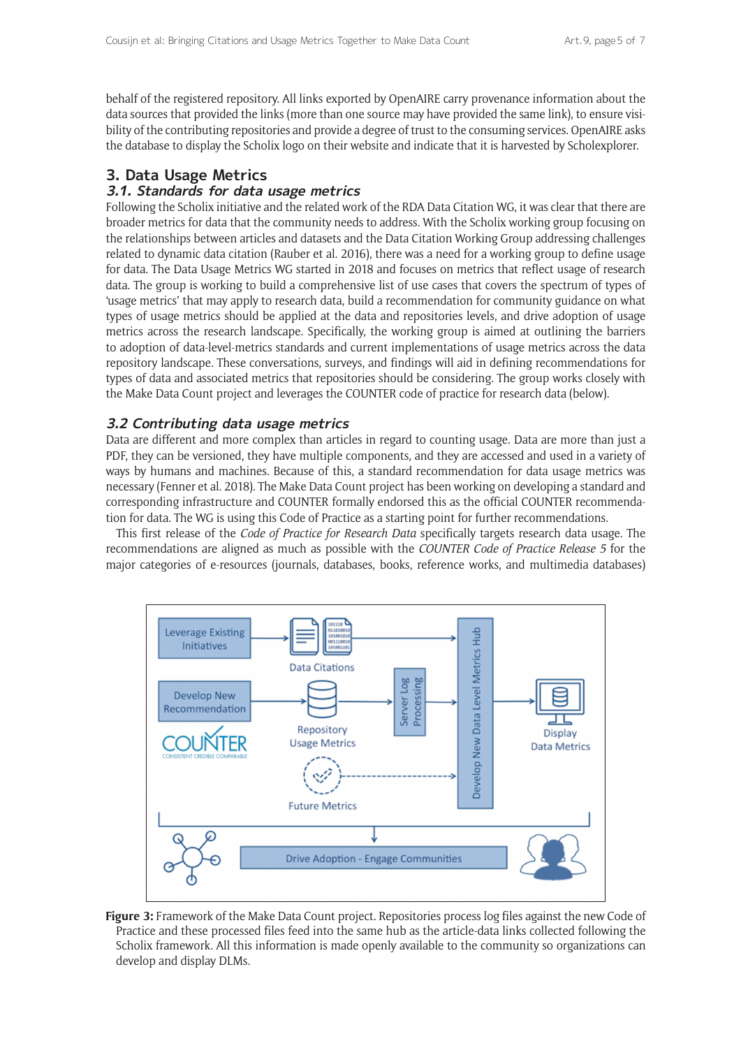behalf of the registered repository. All links exported by OpenAIRE carry provenance information about the data sources that provided the links (more than one source may have provided the same link), to ensure visibility of the contributing repositories and provide a degree of trust to the consuming services. OpenAIRE asks the database to display the Scholix logo on their website and indicate that it is harvested by Scholexplorer.

## 3. Data Usage Metrics

### *3.1. Standards for data usage metrics*

Following the Scholix initiative and the related work of the RDA Data Citation WG, it was clear that there are broader metrics for data that the community needs to address. With the Scholix working group focusing on the relationships between articles and datasets and the Data Citation Working Group addressing challenges related to dynamic data citation (Rauber et al. 2016), there was a need for a working group to define usage for data. The Data Usage Metrics WG started in 2018 and focuses on metrics that reflect usage of research data. The group is working to build a comprehensive list of use cases that covers the spectrum of types of 'usage metrics' that may apply to research data, build a recommendation for community guidance on what types of usage metrics should be applied at the data and repositories levels, and drive adoption of usage metrics across the research landscape. Specifically, the working group is aimed at outlining the barriers to adoption of data-level-metrics standards and current implementations of usage metrics across the data repository landscape. These conversations, surveys, and findings will aid in defining recommendations for types of data and associated metrics that repositories should be considering. The group works closely with the Make Data Count project and leverages the COUNTER code of practice for research data (below).

### *3.2 Contributing data usage metrics*

Data are different and more complex than articles in regard to counting usage. Data are more than just a PDF, they can be versioned, they have multiple components, and they are accessed and used in a variety of ways by humans and machines. Because of this, a standard recommendation for data usage metrics was necessary (Fenner et al. 2018). The Make Data Count project has been working on developing a standard and corresponding infrastructure and COUNTER formally endorsed this as the official COUNTER recommendation for data. The WG is using this Code of Practice as a starting point for further recommendations.

This first release of the *Code of Practice for Research Data* specifically targets research data usage. The recommendations are aligned as much as possible with the *COUNTER Code of Practice Release 5* for the major categories of e-resources (journals, databases, books, reference works, and multimedia databases)

**Figure 3:** Framework of the Make Data Count project. Repositories process log files against the new Code of Practice and these processed files feed into the same hub as the article-data links collected following the Scholix framework. All this information is made openly available to the community so organizations can develop and display DLMs.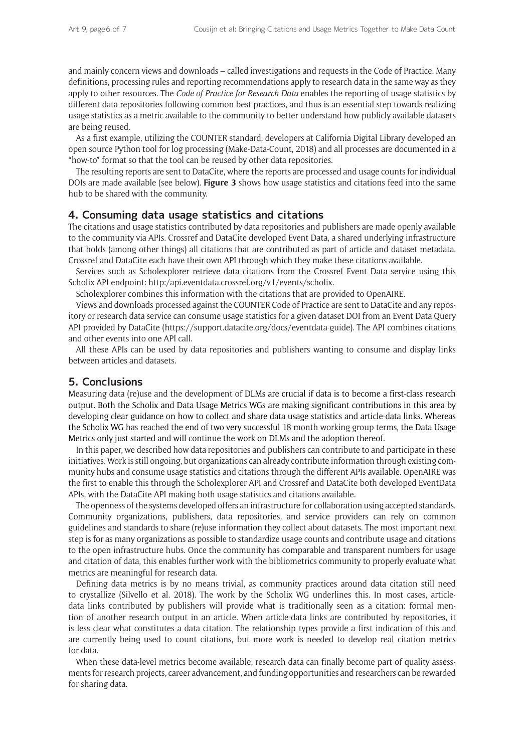and mainly concern views and downloads – called investigations and requests in the Code of Practice. Many definitions, processing rules and reporting recommendations apply to research data in the same way as they apply to other resources. The *Code of Practice for Research Data* enables the reporting of usage statistics by different data repositories following common best practices, and thus is an essential step towards realizing usage statistics as a metric available to the community to better understand how publicly available datasets are being reused.

As a first example, utilizing the COUNTER standard, developers at California Digital Library developed an open source Python tool for log processing (Make-Data-Count, 2018) and all processes are documented in a "how-to" format so that the tool can be reused by other data repositories.

The resulting reports are sent to DataCite, where the reports are processed and usage counts for individual DOIs are made available (see below). **Figure 3** shows how usage statistics and citations feed into the same hub to be shared with the community.

## 4. Consuming data usage statistics and citations

The citations and usage statistics contributed by data repositories and publishers are made openly available to the community via APIs. Crossref and DataCite developed Event Data, a shared underlying infrastructure that holds (among other things) all citations that are contributed as part of article and dataset metadata. Crossref and DataCite each have their own API through which they make these citations available.

Services such as Scholexplorer retrieve data citations from the Crossref Event Data service using this Scholix API endpoint: http:/api.eventdata.crossref.org/v1/events/scholix.

Scholexplorer combines this information with the citations that are provided to OpenAIRE.

Views and downloads processed against the COUNTER Code of Practice are sent to DataCite and any repository or research data service can consume usage statistics for a given dataset DOI from an Event Data Query API provided by DataCite (https://support.datacite.org/docs/eventdata-guide). The API combines citations and other events into one API call.

All these APIs can be used by data repositories and publishers wanting to consume and display links between articles and datasets.

## 5. Conclusions

Measuring data (re)use and the development of DLMs are crucial if data is to become a first-class research output. Both the Scholix and Data Usage Metrics WGs are making significant contributions in this area by developing clear guidance on how to collect and share data usage statistics and article-data links. Whereas the Scholix WG has reached the end of two very successful 18 month working group terms, the Data Usage Metrics only just started and will continue the work on DLMs and the adoption thereof.

In this paper, we described how data repositories and publishers can contribute to and participate in these initiatives. Work is still ongoing, but organizations can already contribute information through existing community hubs and consume usage statistics and citations through the different APIs available. OpenAIRE was the first to enable this through the Scholexplorer API and Crossref and DataCite both developed EventData APIs, with the DataCite API making both usage statistics and citations available.

The openness of the systems developed offers an infrastructure for collaboration using accepted standards. Community organizations, publishers, data repositories, and service providers can rely on common guidelines and standards to share (re)use information they collect about datasets. The most important next step is for as many organizations as possible to standardize usage counts and contribute usage and citations to the open infrastructure hubs. Once the community has comparable and transparent numbers for usage and citation of data, this enables further work with the bibliometrics community to properly evaluate what metrics are meaningful for research data.

Defining data metrics is by no means trivial, as community practices around data citation still need to crystallize (Silvello et al. 2018). The work by the Scholix WG underlines this. In most cases, article-data links contributed by publishers will provide what is traditionally seen as a citation: formal mention of another research output in an article. When article-data links are contributed by repositories, it is less clear what constitutes a data citation. The relationship types provide a first indication of this and are currently being used to count citations, but more work is needed to develop real citation metrics for data.

When these data-level metrics become available, research data can finally become part of quality assessments for research projects, career advancement, and funding opportunities and researchers can be rewarded for sharing data.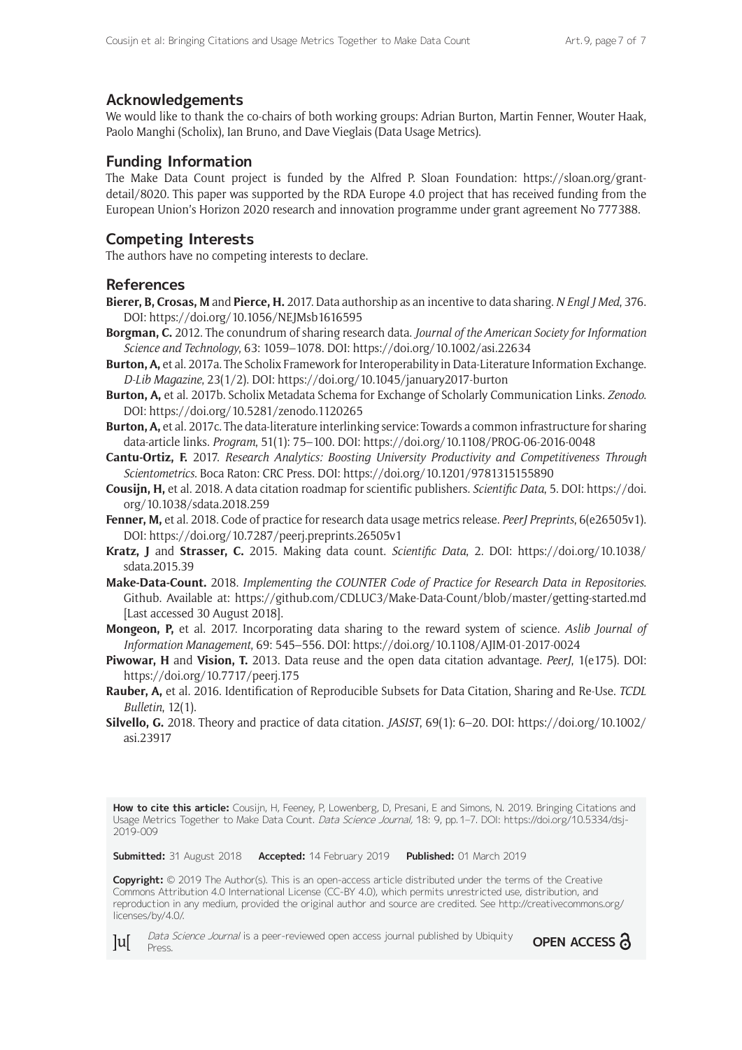## Acknowledgements

We would like to thank the co-chairs of both working groups: Adrian Burton, Martin Fenner, Wouter Haak, Paolo Manghi (Scholix), Ian Bruno, and Dave Vieglais (Data Usage Metrics).

## Funding Information

The Make Data Count project is funded by the Alfred P. Sloan Foundation: https://sloan.org/grant-detail/8020. This paper was supported by the RDA Europe 4.0 project that has received funding from the European Union's Horizon 2020 research and innovation programme under grant agreement No 777388.

## Competing Interests

The authors have no competing interests to declare.

## References

**Bierer, B, Crosas, M** and **Pierce, H.** 2017. Data authorship as an incentive to data sharing. *N Engl J Med*, 376. DOI: https://doi.org/10.1056/NEJMsb1616595

**Borgman, C.** 2012. The conundrum of sharing research data. *Journal of the American Society for Information Science and Technology*, 63: 1059–1078. DOI: https://doi.org/10.1002/asi.22634

**Burton, A,** et al. 2017a. The Scholix Framework for Interoperability in Data-Literature Information Exchange. *D-Lib Magazine*, 23(1/2). DOI: https://doi.org/10.1045/january2017-burton

**Burton, A,** et al. 2017b. Scholix Metadata Schema for Exchange of Scholarly Communication Links. *Zenodo*. DOI: https://doi.org/10.5281/zenodo.1120265

**Burton, A,** et al. 2017c. The data-literature interlinking service: Towards a common infrastructure for sharing data-article links. *Program*, 51(1): 75–100. DOI: https://doi.org/10.1108/PROG-06-2016-0048

**Cantu-Ortiz, F.** 2017. *Research Analytics: Boosting University Productivity and Competitiveness Through Scientometrics*. Boca Raton: CRC Press. DOI: https://doi.org/10.1201/9781315155890

**Cousijn, H,** et al. 2018. A data citation roadmap for scientific publishers. *Scientific Data*, 5. DOI: https://doi.org/10.1038/sdata.2018.259

**Fenner, M,** et al. 2018. Code of practice for research data usage metrics release. *PeerJ Preprints*, 6(e26505v1). DOI: https://doi.org/10.7287/peerj.preprints.26505v1

**Kratz, J** and **Strasser, C.** 2015. Making data count. *Scientific Data*, 2. DOI: https://doi.org/10.1038/sdata.2015.39

**Make-Data-Count.** 2018. *Implementing the COUNTER Code of Practice for Research Data in Repositories*. Github. Available at: https://github.com/CDLUC3/Make-Data-Count/blob/master/getting-started.md [Last accessed 30 August 2018].

**Mongeon, P,** et al. 2017. Incorporating data sharing to the reward system of science. *Aslib Journal of Information Management*, 69: 545–556. DOI: https://doi.org/10.1108/AJIM-01-2017-0024

**Piwowar, H** and **Vision, T.** 2013. Data reuse and the open data citation advantage. *PeerJ*, 1(e175). DOI: https://doi.org/10.7717/peerj.175

**Rauber, A,** et al. 2016. Identification of Reproducible Subsets for Data Citation, Sharing and Re-Use. *TCDL Bulletin*, 12(1).

**Silvello, G.** 2018. Theory and practice of data citation. *JASIST*, 69(1): 6–20. DOI: https://doi.org/10.1002/asi.23917

**How to cite this article:** Cousijn, H, Feeney, P, Lowenberg, D, Presani, E and Simons, N. 2019. Bringing Citations and Usage Metrics Together to Make Data Count. *Data Science Journal*, 18: 9, pp. 1–7. DOI: https://doi.org/10.5334/dsj-2019-009

**Submitted:** 31 August 2018 **Accepted:** 14 February 2019 **Published:** 01 March 2019

**Copyright:** © 2019 The Author(s). This is an open-access article distributed under the terms of the Creative Commons Attribution 4.0 International License (CC-BY 4.0), which permits unrestricted use, distribution, and reproduction in any medium, provided the original author and source are credited. See http://creativecommons.org/licenses/by/4.0/.

*Data Science Journal* is a peer-reviewed open access journal published by Ubiquity Press. **OPEN ACCESS**